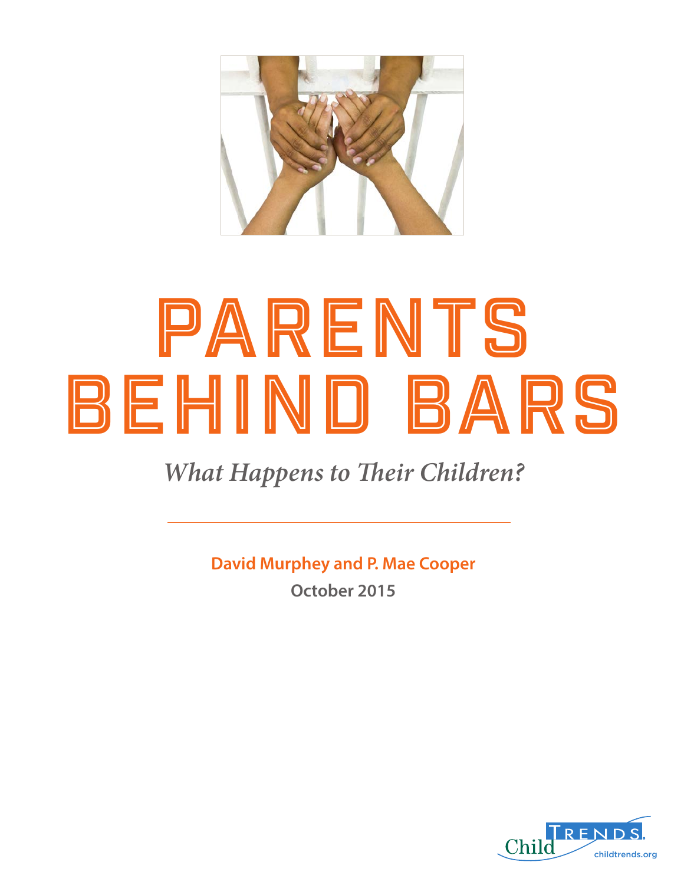# PARENTS BEHIND BARS

*What Happens to Their Children?*

**David Murphey and P. Mae Cooper**

**October 2015**

Child Trends

childtrends.org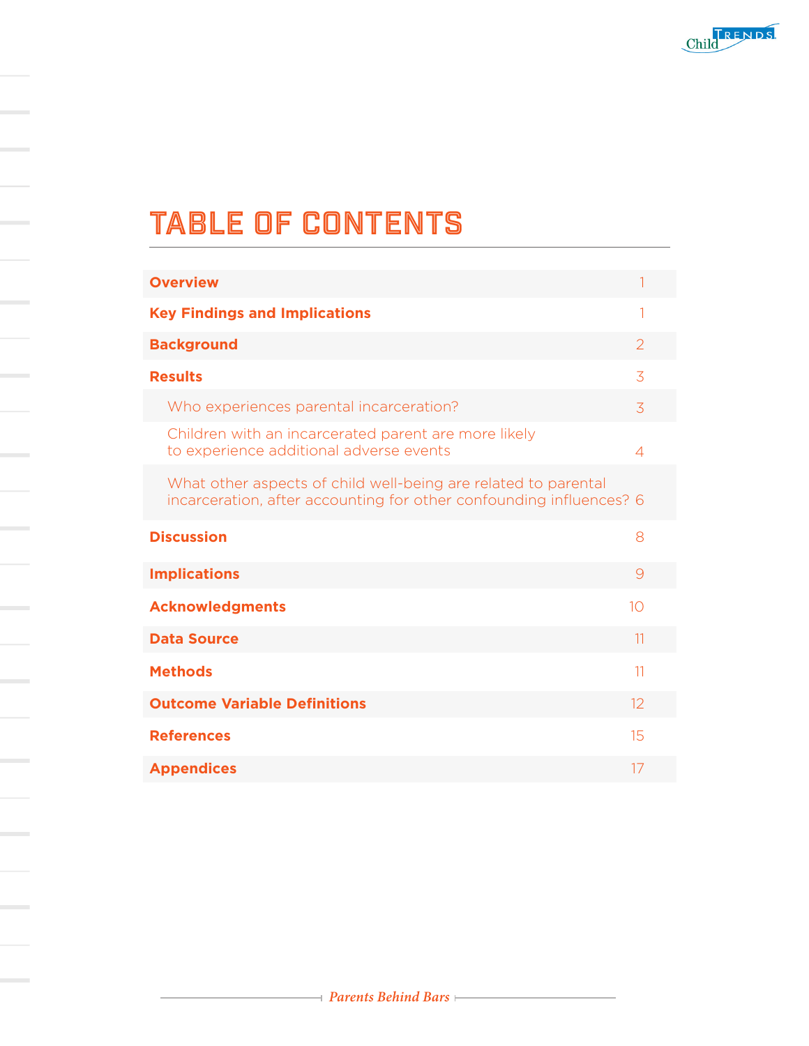# TABLE OF CONTENTS

| | |
|---|---|
| **Overview** | 1 |
| **Key Findings and Implications** | 1 |
| **Background** | 2 |
| **Results** | 3 |
| Who experiences parental incarceration? | 3 |
| Children with an incarcerated parent are more likely to experience additional adverse events | 4 |
| What other aspects of child well-being are related to parental incarceration, after accounting for other confounding influences? | 6 |
| **Discussion** | 8 |
| **Implications** | 9 |
| **Acknowledgments** | 10 |
| **Data Source** | 11 |
| **Methods** | 11 |
| **Outcome Variable Definitions** | 12 |
| **References** | 15 |
| **Appendices** | 17 |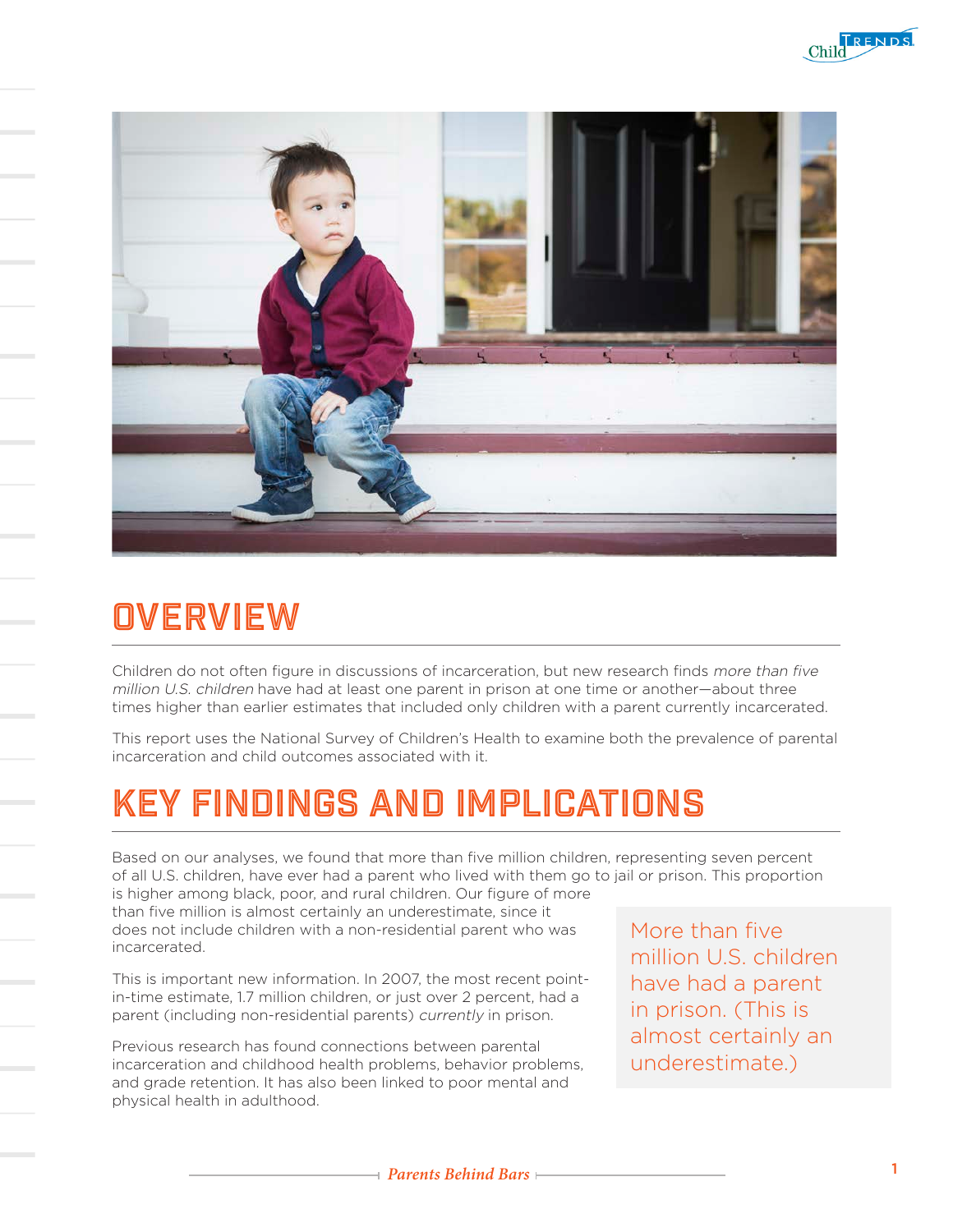## OVERVIEW

Children do not often figure in discussions of incarceration, but new research finds *more than five million U.S. children* have had at least one parent in prison at one time or another—about three times higher than earlier estimates that included only children with a parent currently incarcerated.

This report uses the National Survey of Children's Health to examine both the prevalence of parental incarceration and child outcomes associated with it.

## KEY FINDINGS AND IMPLICATIONS

Based on our analyses, we found that more than five million children, representing seven percent of all U.S. children, have ever had a parent who lived with them go to jail or prison. This proportion is higher among black, poor, and rural children. Our figure of more than five million is almost certainly an underestimate, since it does not include children with a non-residential parent who was incarcerated.

This is important new information. In 2007, the most recent point-in-time estimate, 1.7 million children, or just over 2 percent, had a parent (including non-residential parents) *currently* in prison.

Previous research has found connections between parental incarceration and childhood health problems, behavior problems, and grade retention. It has also been linked to poor mental and physical health in adulthood.

> More than five million U.S. children have had a parent in prison. (This is almost certainly an underestimate.)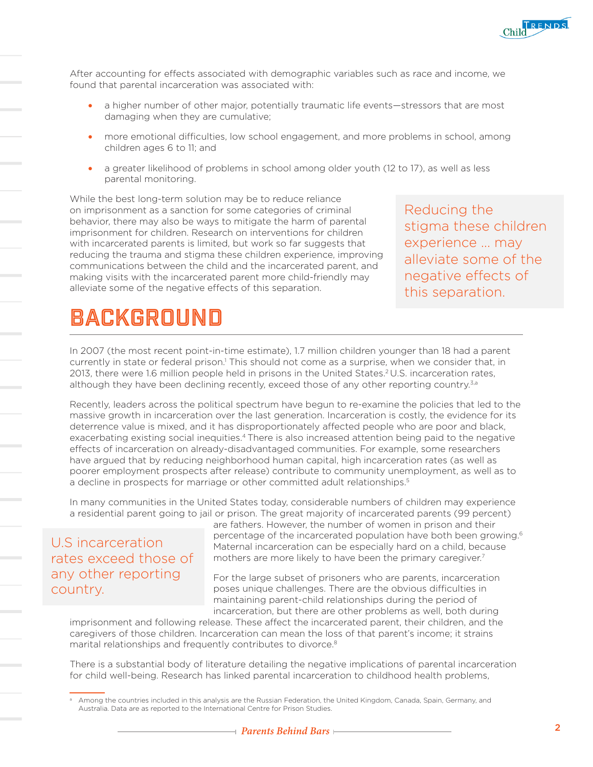After accounting for effects associated with demographic variables such as race and income, we found that parental incarceration was associated with:

- a higher number of other major, potentially traumatic life events—stressors that are most damaging when they are cumulative;
- more emotional difficulties, low school engagement, and more problems in school, among children ages 6 to 11; and
- a greater likelihood of problems in school among older youth (12 to 17), as well as less parental monitoring.

While the best long-term solution may be to reduce reliance on imprisonment as a sanction for some categories of criminal behavior, there may also be ways to mitigate the harm of parental imprisonment for children. Research on interventions for children with incarcerated parents is limited, but work so far suggests that reducing the trauma and stigma these children experience, improving communications between the child and the incarcerated parent, and making visits with the incarcerated parent more child-friendly may alleviate some of the negative effects of this separation.

> Reducing the stigma these children experience … may alleviate some of the negative effects of this separation.

# BACKGROUND

In 2007 (the most recent point-in-time estimate), 1.7 million children younger than 18 had a parent currently in state or federal prison.[1] This should not come as a surprise, when we consider that, in 2013, there were 1.6 million people held in prisons in the United States.[2] U.S. incarceration rates, although they have been declining recently, exceed those of any other reporting country.[3,a]

Recently, leaders across the political spectrum have begun to re-examine the policies that led to the massive growth in incarceration over the last generation. Incarceration is costly, the evidence for its deterrence value is mixed, and it has disproportionately affected people who are poor and black, exacerbating existing social inequities.[4] There is also increased attention being paid to the negative effects of incarceration on already-disadvantaged communities. For example, some researchers have argued that by reducing neighborhood human capital, high incarceration rates (as well as poorer employment prospects after release) contribute to community unemployment, as well as to a decline in prospects for marriage or other committed adult relationships.[5]

In many communities in the United States today, considerable numbers of children may experience a residential parent going to jail or prison. The great majority of incarcerated parents (99 percent) are fathers. However, the number of women in prison and their percentage of the incarcerated population have both been growing.[6] Maternal incarceration can be especially hard on a child, because mothers are more likely to have been the primary caregiver.[7]

> U.S incarceration rates exceed those of any other reporting country.

For the large subset of prisoners who are parents, incarceration poses unique challenges. There are the obvious difficulties in maintaining parent-child relationships during the period of incarceration, but there are other problems as well, both during imprisonment and following release. These affect the incarcerated parent, their children, and the caregivers of those children. Incarceration can mean the loss of that parent's income; it strains marital relationships and frequently contributes to divorce.[8]

There is a substantial body of literature detailing the negative implications of parental incarceration for child well-being. Research has linked parental incarceration to childhood health problems,

[a] Among the countries included in this analysis are the Russian Federation, the United Kingdom, Canada, Spain, Germany, and Australia. Data are as reported to the International Centre for Prison Studies.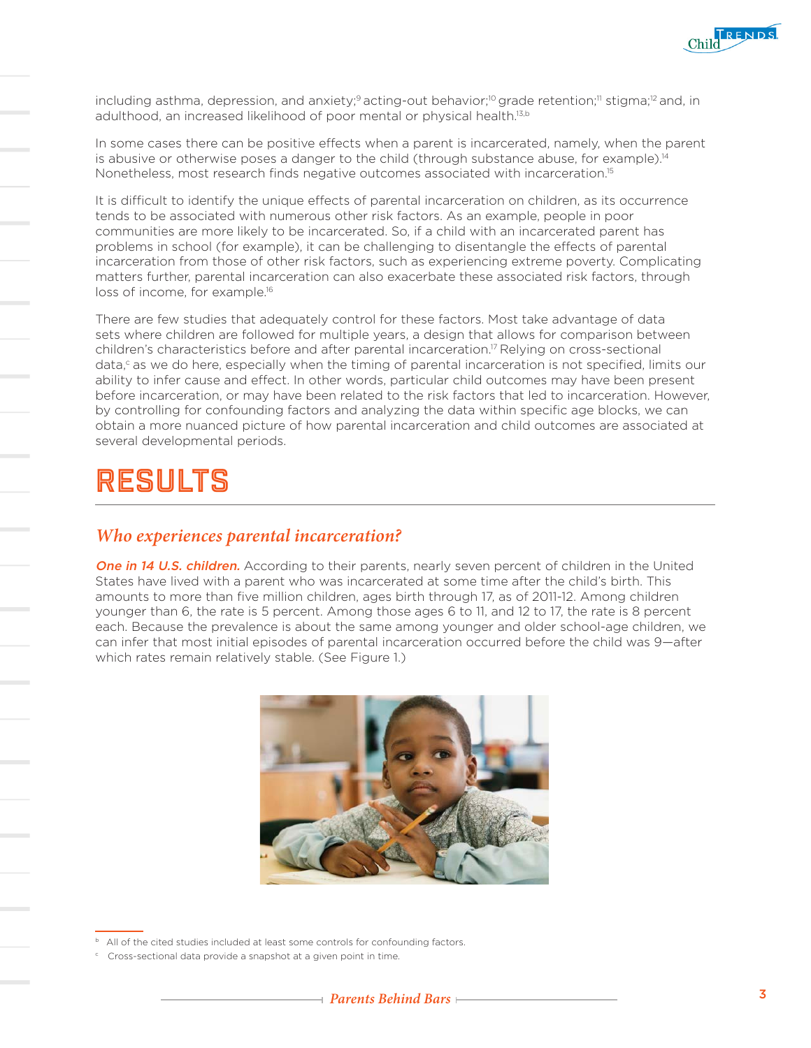including asthma, depression, and anxiety;[9] acting-out behavior;[10] grade retention;[11] stigma;[12] and, in adulthood, an increased likelihood of poor mental or physical health.[13,b]

In some cases there can be positive effects when a parent is incarcerated, namely, when the parent is abusive or otherwise poses a danger to the child (through substance abuse, for example).[14] Nonetheless, most research finds negative outcomes associated with incarceration.[15]

It is difficult to identify the unique effects of parental incarceration on children, as its occurrence tends to be associated with numerous other risk factors. As an example, people in poor communities are more likely to be incarcerated. So, if a child with an incarcerated parent has problems in school (for example), it can be challenging to disentangle the effects of parental incarceration from those of other risk factors, such as experiencing extreme poverty. Complicating matters further, parental incarceration can also exacerbate these associated risk factors, through loss of income, for example.[16]

There are few studies that adequately control for these factors. Most take advantage of data sets where children are followed for multiple years, a design that allows for comparison between children's characteristics before and after parental incarceration.[17] Relying on cross-sectional data,[c] as we do here, especially when the timing of parental incarceration is not specified, limits our ability to infer cause and effect. In other words, particular child outcomes may have been present before incarceration, or may have been related to the risk factors that led to incarceration. However, by controlling for confounding factors and analyzing the data within specific age blocks, we can obtain a more nuanced picture of how parental incarceration and child outcomes are associated at several developmental periods.

# RESULTS

## *Who experiences parental incarceration?*

***One in 14 U.S. children.*** According to their parents, nearly seven percent of children in the United States have lived with a parent who was incarcerated at some time after the child's birth. This amounts to more than five million children, ages birth through 17, as of 2011-12. Among children younger than 6, the rate is 5 percent. Among those ages 6 to 11, and 12 to 17, the rate is 8 percent each. Because the prevalence is about the same among younger and older school-age children, we can infer that most initial episodes of parental incarceration occurred before the child was 9—after which rates remain relatively stable. (See Figure 1.)

[b] All of the cited studies included at least some controls for confounding factors.

[c] Cross-sectional data provide a snapshot at a given point in time.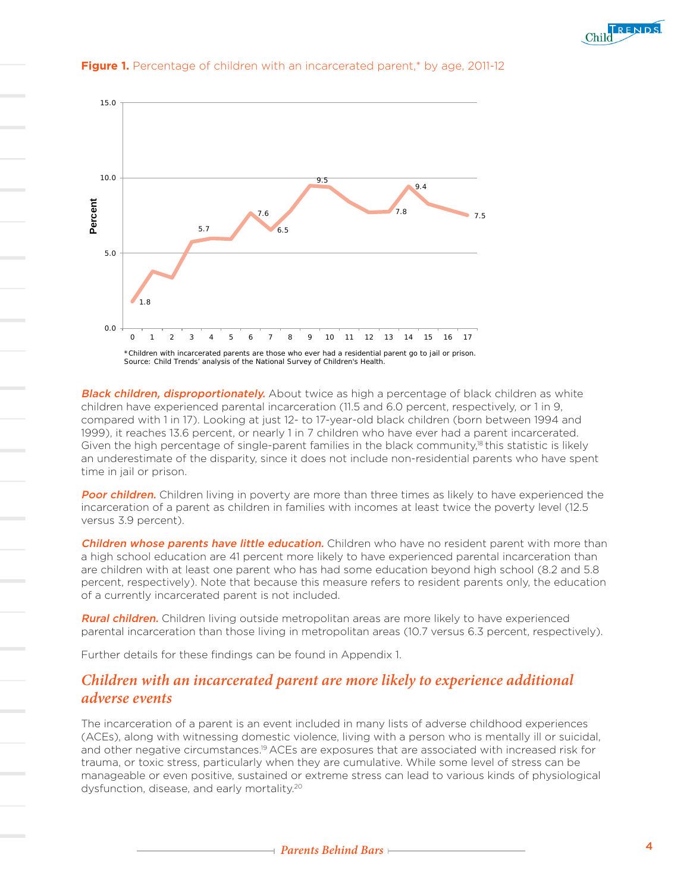**Figure 1.** Percentage of children with an incarcerated parent,* by age, 2011-12

*Children with incarcerated parents are those who ever had a residential parent go to jail or prison.
Source: Child Trends' analysis of the National Survey of Children's Health.

***Black children, disproportionately.*** About twice as high a percentage of black children as white children have experienced parental incarceration (11.5 and 6.0 percent, respectively, or 1 in 9, compared with 1 in 17). Looking at just 12- to 17-year-old black children (born between 1994 and 1999), it reaches 13.6 percent, or nearly 1 in 7 children who have ever had a parent incarcerated. Given the high percentage of single-parent families in the black community,[18] this statistic is likely an underestimate of the disparity, since it does not include non-residential parents who have spent time in jail or prison.

***Poor children.*** Children living in poverty are more than three times as likely to have experienced the incarceration of a parent as children in families with incomes at least twice the poverty level (12.5 versus 3.9 percent).

***Children whose parents have little education.*** Children who have no resident parent with more than a high school education are 41 percent more likely to have experienced parental incarceration than are children with at least one parent who has had some education beyond high school (8.2 and 5.8 percent, respectively). Note that because this measure refers to resident parents only, the education of a currently incarcerated parent is not included.

***Rural children.*** Children living outside metropolitan areas are more likely to have experienced parental incarceration than those living in metropolitan areas (10.7 versus 6.3 percent, respectively).

Further details for these findings can be found in Appendix 1.

## *Children with an incarcerated parent are more likely to experience additional adverse events*

The incarceration of a parent is an event included in many lists of adverse childhood experiences (ACEs), along with witnessing domestic violence, living with a person who is mentally ill or suicidal, and other negative circumstances.[19] ACEs are exposures that are associated with increased risk for trauma, or toxic stress, particularly when they are cumulative. While some level of stress can be manageable or even positive, sustained or extreme stress can lead to various kinds of physiological dysfunction, disease, and early mortality.[20]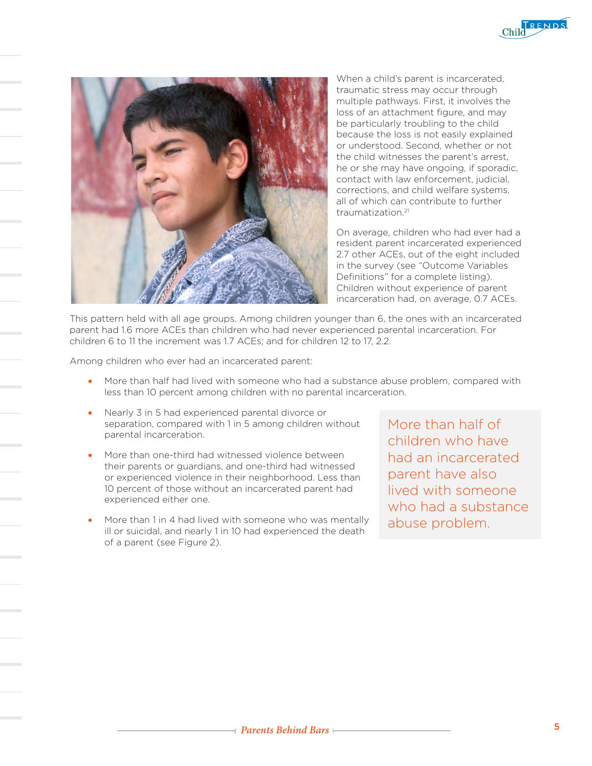When a child's parent is incarcerated, traumatic stress may occur through multiple pathways. First, it involves the loss of an attachment figure, and may be particularly troubling to the child because the loss is not easily explained or understood. Second, whether or not the child witnesses the parent's arrest, he or she may have ongoing, if sporadic, contact with law enforcement, judicial, corrections, and child welfare systems, all of which can contribute to further traumatization.[21]

On average, children who had ever had a resident parent incarcerated experienced 2.7 other ACEs, out of the eight included in the survey (see "Outcome Variables Definitions" for a complete listing). Children without experience of parent incarceration had, on average, 0.7 ACEs.

This pattern held with all age groups. Among children younger than 6, the ones with an incarcerated parent had 1.6 more ACEs than children who had never experienced parental incarceration. For children 6 to 11 the increment was 1.7 ACEs; and for children 12 to 17, 2.2.

Among children who ever had an incarcerated parent:

- More than half had lived with someone who had a substance abuse problem, compared with less than 10 percent among children with no parental incarceration.
- Nearly 3 in 5 had experienced parental divorce or separation, compared with 1 in 5 among children without parental incarceration.
- More than one-third had witnessed violence between their parents or guardians, and one-third had witnessed or experienced violence in their neighborhood. Less than 10 percent of those without an incarcerated parent had experienced either one.
- More than 1 in 4 had lived with someone who was mentally ill or suicidal, and nearly 1 in 10 had experienced the death of a parent (see Figure 2).

More than half of children who have had an incarcerated parent have also lived with someone who had a substance abuse problem.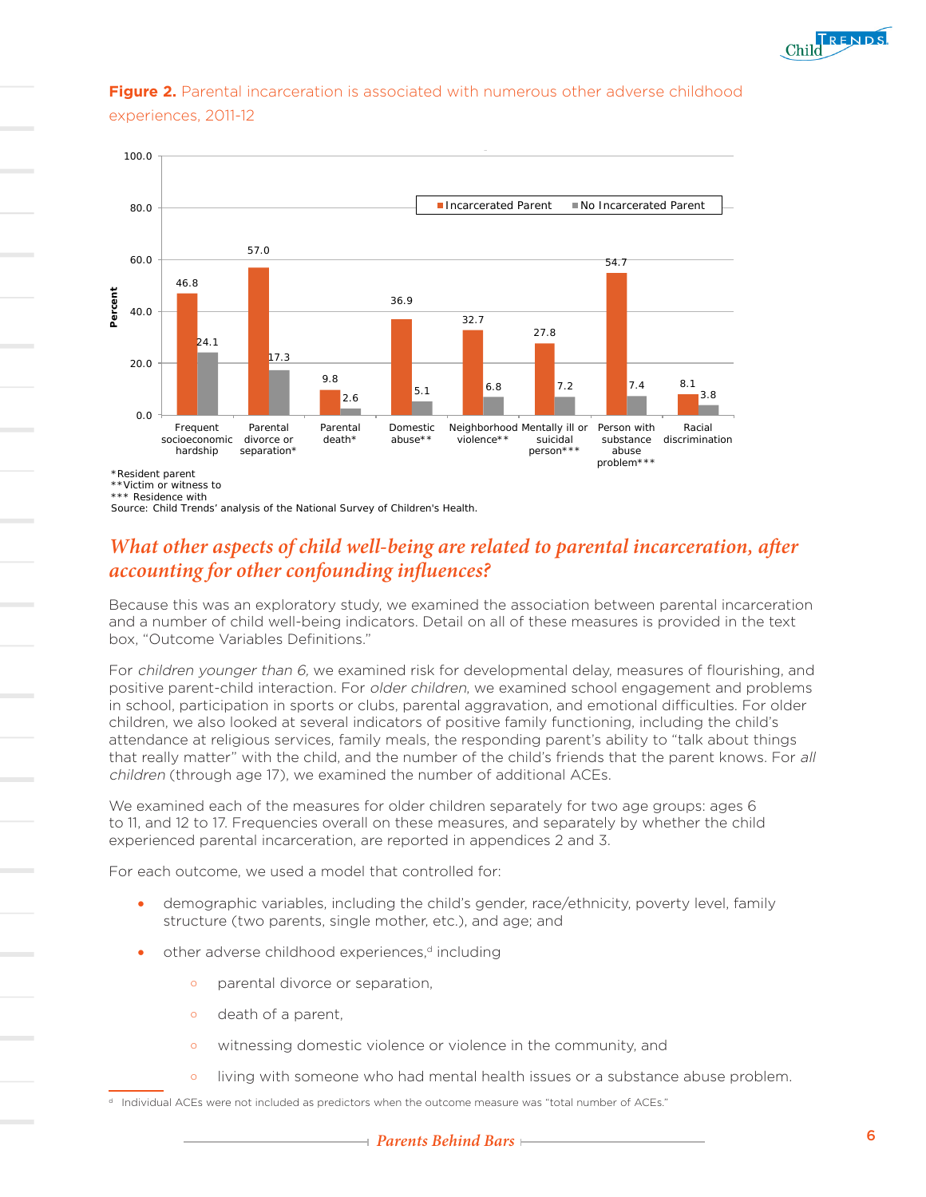**Figure 2.** Parental incarceration is associated with numerous other adverse childhood experiences, 2011-12

| | Incarcerated Parent | No Incarcerated Parent |
|---|---|---|
| Frequent socioeconomic hardship | 46.8 | 24.1 |
| Parental divorce or separation* | 57.0 | 17.3 |
| Parental death* | 9.8 | 2.6 |
| Domestic abuse** | 36.9 | 5.1 |
| Neighborhood violence** | 32.7 | 6.8 |
| Mentally ill or suicidal person*** | 27.8 | 7.2 |
| Person with substance abuse problem*** | 54.7 | 7.4 |
| Racial discrimination | 8.1 | 3.8 |

*Resident parent
**Victim or witness to
*** Residence with
Source: Child Trends' analysis of the National Survey of Children's Health.

## *What other aspects of child well-being are related to parental incarceration, after accounting for other confounding influences?*

Because this was an exploratory study, we examined the association between parental incarceration and a number of child well-being indicators. Detail on all of these measures is provided in the text box, "Outcome Variables Definitions."

For *children younger than 6,* we examined risk for developmental delay, measures of flourishing, and positive parent-child interaction. For *older children*, we examined school engagement and problems in school, participation in sports or clubs, parental aggravation, and emotional difficulties. For older children, we also looked at several indicators of positive family functioning, including the child's attendance at religious services, family meals, the responding parent's ability to "talk about things that really matter" with the child, and the number of the child's friends that the parent knows. For *all children* (through age 17), we examined the number of additional ACEs.

We examined each of the measures for older children separately for two age groups: ages 6 to 11, and 12 to 17. Frequencies overall on these measures, and separately by whether the child experienced parental incarceration, are reported in appendices 2 and 3.

For each outcome, we used a model that controlled for:

- demographic variables, including the child's gender, race/ethnicity, poverty level, family structure (two parents, single mother, etc.), and age; and
- other adverse childhood experiences,[d] including
  - parental divorce or separation,
  - death of a parent,
  - witnessing domestic violence or violence in the community, and
  - living with someone who had mental health issues or a substance abuse problem.

[d] Individual ACEs were not included as predictors when the outcome measure was "total number of ACEs."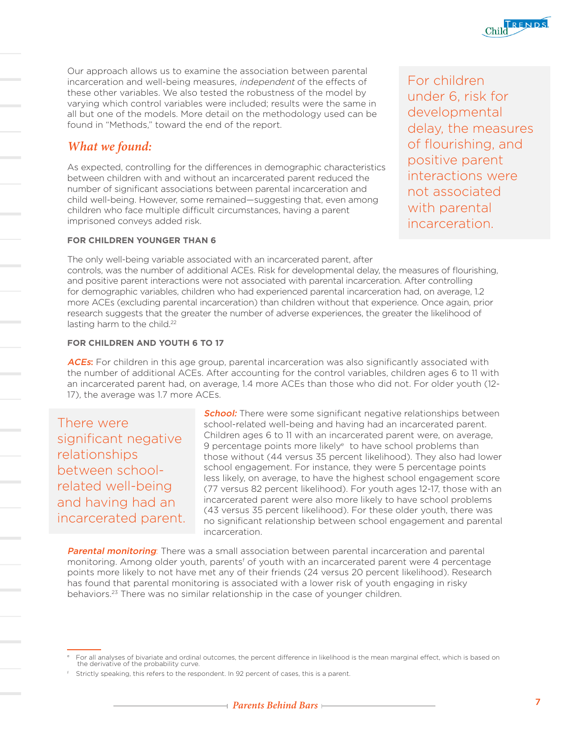Our approach allows us to examine the association between parental incarceration and well-being measures, *independent* of the effects of these other variables. We also tested the robustness of the model by varying which control variables were included; results were the same in all but one of the models. More detail on the methodology used can be found in "Methods," toward the end of the report.

> For children under 6, risk for developmental delay, the measures of flourishing, and positive parent interactions were not associated with parental incarceration.

## *What we found:*

As expected, controlling for the differences in demographic characteristics between children with and without an incarcerated parent reduced the number of significant associations between parental incarceration and child well-being. However, some remained—suggesting that, even among children who face multiple difficult circumstances, having a parent imprisoned conveys added risk.

**FOR CHILDREN YOUNGER THAN 6**

The only well-being variable associated with an incarcerated parent, after controls, was the number of additional ACEs. Risk for developmental delay, the measures of flourishing, and positive parent interactions were not associated with parental incarceration. After controlling for demographic variables, children who had experienced parental incarceration had, on average, 1.2 more ACEs (excluding parental incarceration) than children without that experience. Once again, prior research suggests that the greater the number of adverse experiences, the greater the likelihood of lasting harm to the child.[22]

**FOR CHILDREN AND YOUTH 6 TO 17**

***ACEs*:** For children in this age group, parental incarceration was also significantly associated with the number of additional ACEs. After accounting for the control variables, children ages 6 to 11 with an incarcerated parent had, on average, 1.4 more ACEs than those who did not. For older youth (12-17), the average was 1.7 more ACEs.

> There were significant negative relationships between school-related well-being and having had an incarcerated parent.

***School:*** There were some significant negative relationships between school-related well-being and having had an incarcerated parent. Children ages 6 to 11 with an incarcerated parent were, on average, 9 percentage points more likely[e] to have school problems than those without (44 versus 35 percent likelihood). They also had lower school engagement. For instance, they were 5 percentage points less likely, on average, to have the highest school engagement score (77 versus 82 percent likelihood). For youth ages 12-17, those with an incarcerated parent were also more likely to have school problems (43 versus 35 percent likelihood). For these older youth, there was no significant relationship between school engagement and parental incarceration.

***Parental monitoring*:** There was a small association between parental incarceration and parental monitoring. Among older youth, parents[f] of youth with an incarcerated parent were 4 percentage points more likely to not have met any of their friends (24 versus 20 percent likelihood). Research has found that parental monitoring is associated with a lower risk of youth engaging in risky behaviors.[23] There was no similar relationship in the case of younger children.

---

[e] For all analyses of bivariate and ordinal outcomes, the percent difference in likelihood is the mean marginal effect, which is based on the derivative of the probability curve.

[f] Strictly speaking, this refers to the respondent. In 92 percent of cases, this is a parent.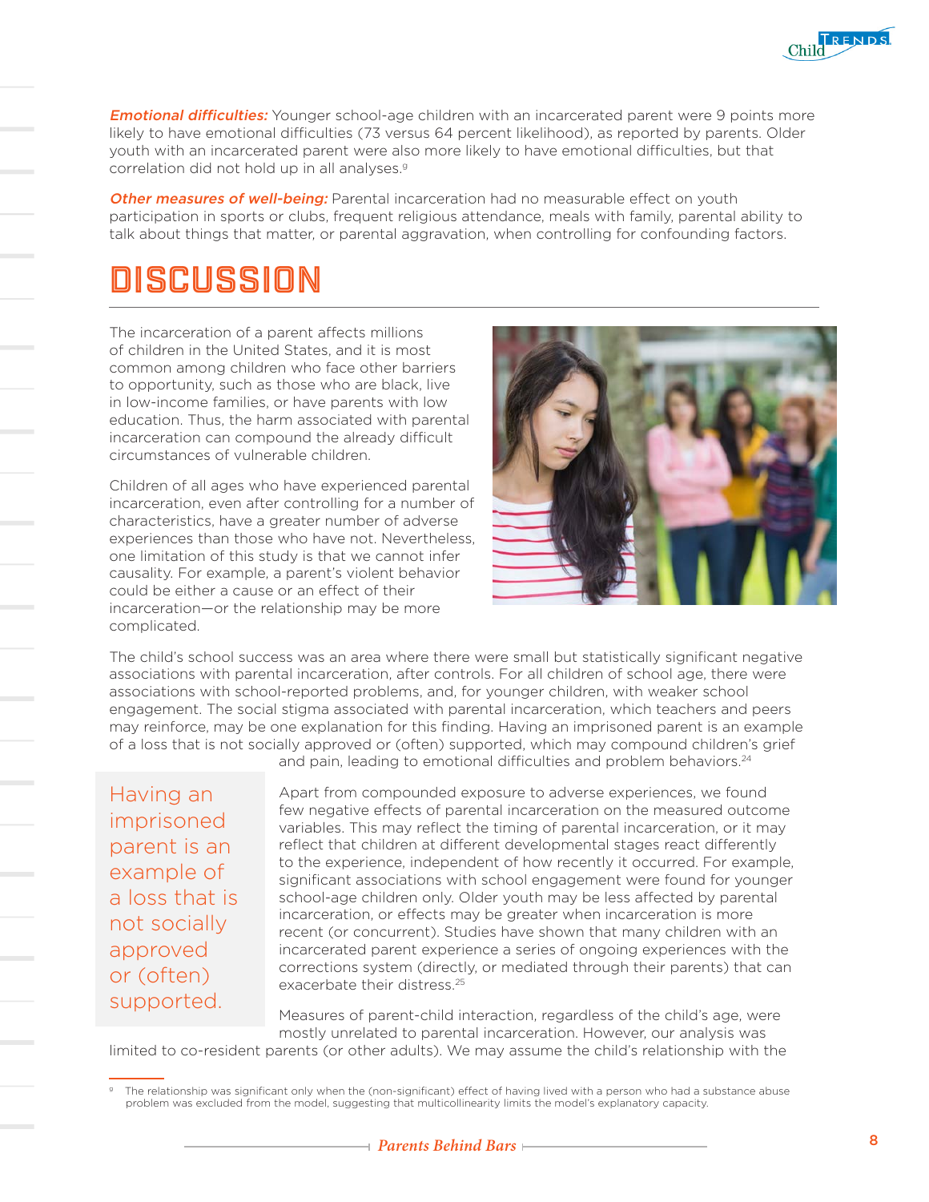***Emotional difficulties:*** Younger school-age children with an incarcerated parent were 9 points more likely to have emotional difficulties (73 versus 64 percent likelihood), as reported by parents. Older youth with an incarcerated parent were also more likely to have emotional difficulties, but that correlation did not hold up in all analyses.[g]

***Other measures of well-being:*** Parental incarceration had no measurable effect on youth participation in sports or clubs, frequent religious attendance, meals with family, parental ability to talk about things that matter, or parental aggravation, when controlling for confounding factors.

# DISCUSSION

The incarceration of a parent affects millions of children in the United States, and it is most common among children who face other barriers to opportunity, such as those who are black, live in low-income families, or have parents with low education. Thus, the harm associated with parental incarceration can compound the already difficult circumstances of vulnerable children.

Children of all ages who have experienced parental incarceration, even after controlling for a number of characteristics, have a greater number of adverse experiences than those who have not. Nevertheless, one limitation of this study is that we cannot infer causality. For example, a parent's violent behavior could be either a cause or an effect of their incarceration—or the relationship may be more complicated.

The child's school success was an area where there were small but statistically significant negative associations with parental incarceration, after controls. For all children of school age, there were associations with school-reported problems, and, for younger children, with weaker school engagement. The social stigma associated with parental incarceration, which teachers and peers may reinforce, may be one explanation for this finding. Having an imprisoned parent is an example of a loss that is not socially approved or (often) supported, which may compound children's grief and pain, leading to emotional difficulties and problem behaviors.[24]

> Having an imprisoned parent is an example of a loss that is not socially approved or (often) supported.

Apart from compounded exposure to adverse experiences, we found few negative effects of parental incarceration on the measured outcome variables. This may reflect the timing of parental incarceration, or it may reflect that children at different developmental stages react differently to the experience, independent of how recently it occurred. For example, significant associations with school engagement were found for younger school-age children only. Older youth may be less affected by parental incarceration, or effects may be greater when incarceration is more recent (or concurrent). Studies have shown that many children with an incarcerated parent experience a series of ongoing experiences with the corrections system (directly, or mediated through their parents) that can exacerbate their distress.[25]

Measures of parent-child interaction, regardless of the child's age, were mostly unrelated to parental incarceration. However, our analysis was limited to co-resident parents (or other adults). We may assume the child's relationship with the

---

[g] The relationship was significant only when the (non-significant) effect of having lived with a person who had a substance abuse problem was excluded from the model, suggesting that multicollinearity limits the model's explanatory capacity.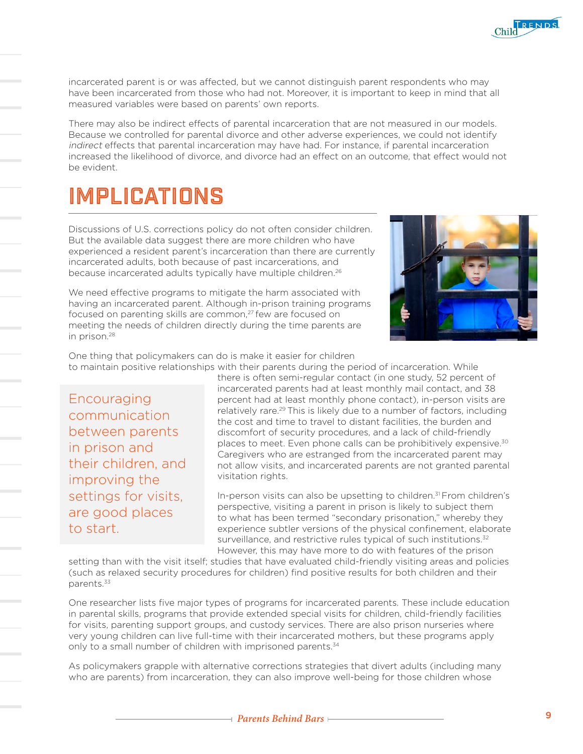incarcerated parent is or was affected, but we cannot distinguish parent respondents who may have been incarcerated from those who had not. Moreover, it is important to keep in mind that all measured variables were based on parents' own reports.

There may also be indirect effects of parental incarceration that are not measured in our models. Because we controlled for parental divorce and other adverse experiences, we could not identify *indirect* effects that parental incarceration may have had. For instance, if parental incarceration increased the likelihood of divorce, and divorce had an effect on an outcome, that effect would not be evident.

# IMPLICATIONS

Discussions of U.S. corrections policy do not often consider children. But the available data suggest there are more children who have experienced a resident parent's incarceration than there are currently incarcerated adults, both because of past incarcerations, and because incarcerated adults typically have multiple children.[26]

We need effective programs to mitigate the harm associated with having an incarcerated parent. Although in-prison training programs focused on parenting skills are common,[27] few are focused on meeting the needs of children directly during the time parents are in prison.[28]

One thing that policymakers can do is make it easier for children to maintain positive relationships with their parents during the period of incarceration. While there is often semi-regular contact (in one study, 52 percent of incarcerated parents had at least monthly mail contact, and 38 percent had at least monthly phone contact), in-person visits are relatively rare.[29] This is likely due to a number of factors, including the cost and time to travel to distant facilities, the burden and discomfort of security procedures, and a lack of child-friendly places to meet. Even phone calls can be prohibitively expensive.[30] Caregivers who are estranged from the incarcerated parent may not allow visits, and incarcerated parents are not granted parental visitation rights.

> Encouraging communication between parents in prison and their children, and improving the settings for visits, are good places to start.

In-person visits can also be upsetting to children.[31] From children's perspective, visiting a parent in prison is likely to subject them to what has been termed "secondary prisonation," whereby they experience subtler versions of the physical confinement, elaborate surveillance, and restrictive rules typical of such institutions.[32] However, this may have more to do with features of the prison setting than with the visit itself; studies that have evaluated child-friendly visiting areas and policies (such as relaxed security procedures for children) find positive results for both children and their parents.[33]

One researcher lists five major types of programs for incarcerated parents. These include education in parental skills, programs that provide extended special visits for children, child-friendly facilities for visits, parenting support groups, and custody services. There are also prison nurseries where very young children can live full-time with their incarcerated mothers, but these programs apply only to a small number of children with imprisoned parents.[34]

As policymakers grapple with alternative corrections strategies that divert adults (including many who are parents) from incarceration, they can also improve well-being for those children whose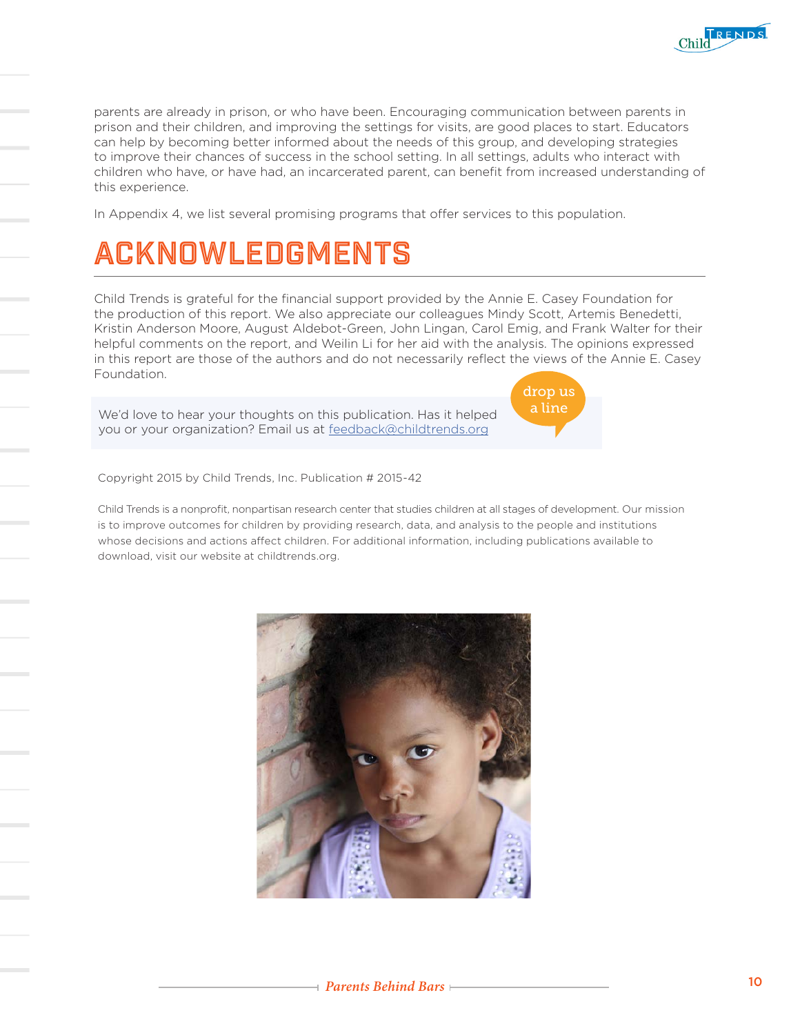parents are already in prison, or who have been. Encouraging communication between parents in prison and their children, and improving the settings for visits, are good places to start. Educators can help by becoming better informed about the needs of this group, and developing strategies to improve their chances of success in the school setting. In all settings, adults who interact with children who have, or have had, an incarcerated parent, can benefit from increased understanding of this experience.

In Appendix 4, we list several promising programs that offer services to this population.

## ACKNOWLEDGMENTS

Child Trends is grateful for the financial support provided by the Annie E. Casey Foundation for the production of this report. We also appreciate our colleagues Mindy Scott, Artemis Benedetti, Kristin Anderson Moore, August Aldebot-Green, John Lingan, Carol Emig, and Frank Walter for their helpful comments on the report, and Weilin Li for her aid with the analysis. The opinions expressed in this report are those of the authors and do not necessarily reflect the views of the Annie E. Casey Foundation.

drop us a line

We'd love to hear your thoughts on this publication. Has it helped you or your organization? Email us at feedback@childtrends.org

Copyright 2015 by Child Trends, Inc. Publication # 2015-42

Child Trends is a nonprofit, nonpartisan research center that studies children at all stages of development. Our mission is to improve outcomes for children by providing research, data, and analysis to the people and institutions whose decisions and actions affect children. For additional information, including publications available to download, visit our website at childtrends.org.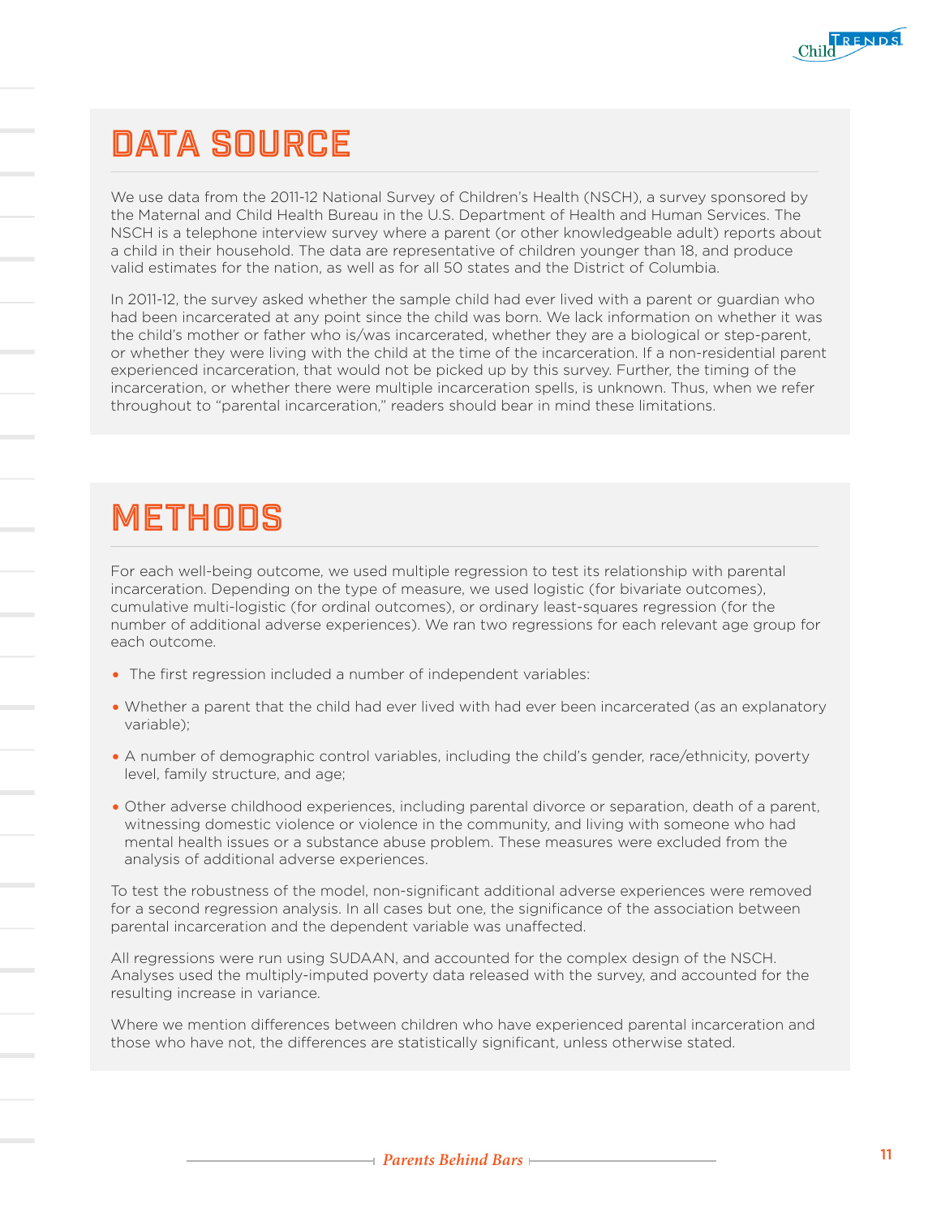## DATA SOURCE

We use data from the 2011-12 National Survey of Children's Health (NSCH), a survey sponsored by the Maternal and Child Health Bureau in the U.S. Department of Health and Human Services. The NSCH is a telephone interview survey where a parent (or other knowledgeable adult) reports about a child in their household. The data are representative of children younger than 18, and produce valid estimates for the nation, as well as for all 50 states and the District of Columbia.

In 2011-12, the survey asked whether the sample child had ever lived with a parent or guardian who had been incarcerated at any point since the child was born. We lack information on whether it was the child's mother or father who is/was incarcerated, whether they are a biological or step-parent, or whether they were living with the child at the time of the incarceration. If a non-residential parent experienced incarceration, that would not be picked up by this survey. Further, the timing of the incarceration, or whether there were multiple incarceration spells, is unknown. Thus, when we refer throughout to "parental incarceration," readers should bear in mind these limitations.

## METHODS

For each well-being outcome, we used multiple regression to test its relationship with parental incarceration. Depending on the type of measure, we used logistic (for bivariate outcomes), cumulative multi-logistic (for ordinal outcomes), or ordinary least-squares regression (for the number of additional adverse experiences). We ran two regressions for each relevant age group for each outcome.

- The first regression included a number of independent variables:
- Whether a parent that the child had ever lived with had ever been incarcerated (as an explanatory variable);
- A number of demographic control variables, including the child's gender, race/ethnicity, poverty level, family structure, and age;
- Other adverse childhood experiences, including parental divorce or separation, death of a parent, witnessing domestic violence or violence in the community, and living with someone who had mental health issues or a substance abuse problem. These measures were excluded from the analysis of additional adverse experiences.

To test the robustness of the model, non-significant additional adverse experiences were removed for a second regression analysis. In all cases but one, the significance of the association between parental incarceration and the dependent variable was unaffected.

All regressions were run using SUDAAN, and accounted for the complex design of the NSCH. Analyses used the multiply-imputed poverty data released with the survey, and accounted for the resulting increase in variance.

Where we mention differences between children who have experienced parental incarceration and those who have not, the differences are statistically significant, unless otherwise stated.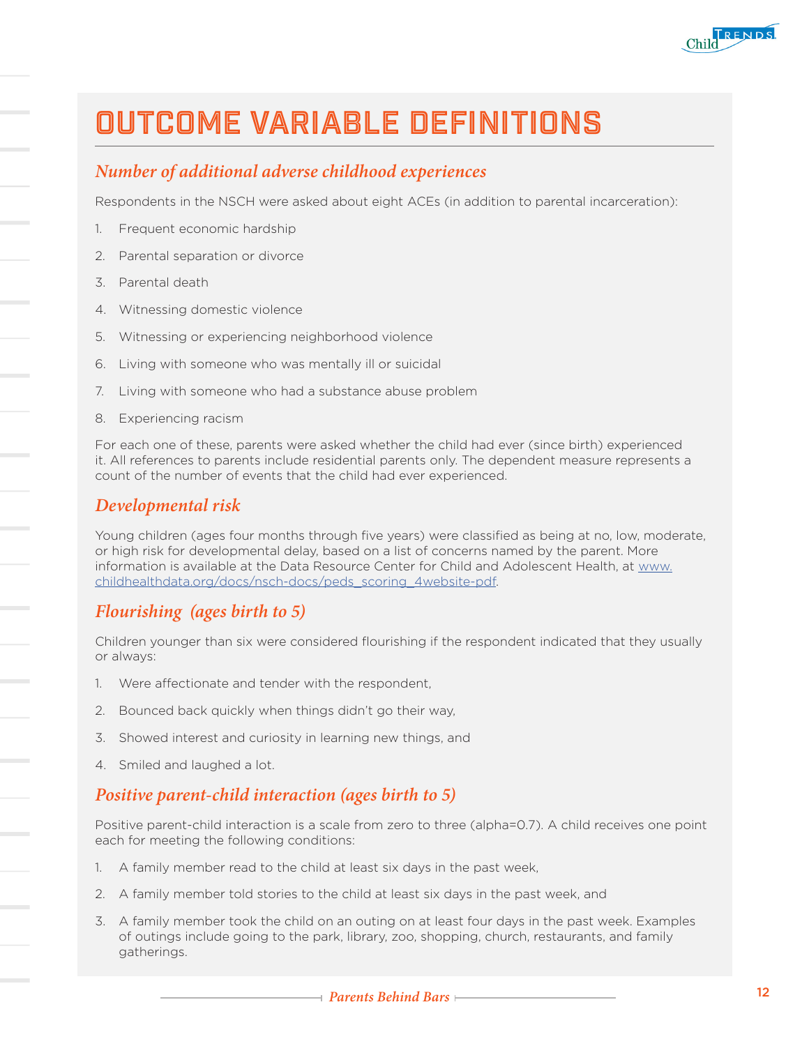# OUTCOME VARIABLE DEFINITIONS

## *Number of additional adverse childhood experiences*

Respondents in the NSCH were asked about eight ACEs (in addition to parental incarceration):

1. Frequent economic hardship
2. Parental separation or divorce
3. Parental death
4. Witnessing domestic violence
5. Witnessing or experiencing neighborhood violence
6. Living with someone who was mentally ill or suicidal
7. Living with someone who had a substance abuse problem
8. Experiencing racism

For each one of these, parents were asked whether the child had ever (since birth) experienced it. All references to parents include residential parents only. The dependent measure represents a count of the number of events that the child had ever experienced.

## *Developmental risk*

Young children (ages four months through five years) were classified as being at no, low, moderate, or high risk for developmental delay, based on a list of concerns named by the parent. More information is available at the Data Resource Center for Child and Adolescent Health, at www.childhealthdata.org/docs/nsch-docs/peds_scoring_4website-pdf.

## *Flourishing (ages birth to 5)*

Children younger than six were considered flourishing if the respondent indicated that they usually or always:

1. Were affectionate and tender with the respondent,
2. Bounced back quickly when things didn't go their way,
3. Showed interest and curiosity in learning new things, and
4. Smiled and laughed a lot.

## *Positive parent-child interaction (ages birth to 5)*

Positive parent-child interaction is a scale from zero to three (alpha=0.7). A child receives one point each for meeting the following conditions:

1. A family member read to the child at least six days in the past week,
2. A family member told stories to the child at least six days in the past week, and
3. A family member took the child on an outing on at least four days in the past week. Examples of outings include going to the park, library, zoo, shopping, church, restaurants, and family gatherings.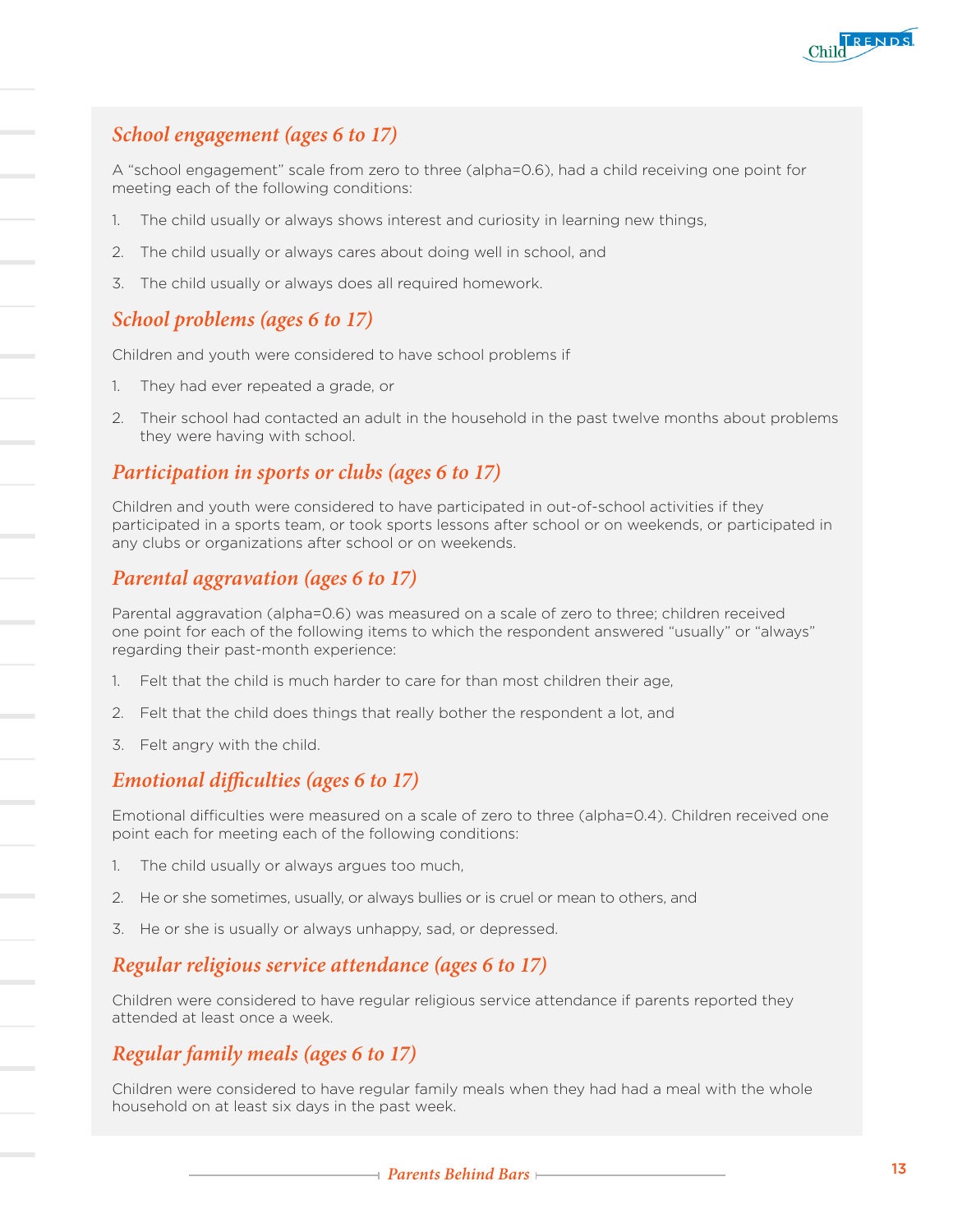### *School engagement (ages 6 to 17)*

A "school engagement" scale from zero to three (alpha=0.6), had a child receiving one point for meeting each of the following conditions:

1. The child usually or always shows interest and curiosity in learning new things,
2. The child usually or always cares about doing well in school, and
3. The child usually or always does all required homework.

### *School problems (ages 6 to 17)*

Children and youth were considered to have school problems if

1. They had ever repeated a grade, or
2. Their school had contacted an adult in the household in the past twelve months about problems they were having with school.

### *Participation in sports or clubs (ages 6 to 17)*

Children and youth were considered to have participated in out-of-school activities if they participated in a sports team, or took sports lessons after school or on weekends, or participated in any clubs or organizations after school or on weekends.

### *Parental aggravation (ages 6 to 17)*

Parental aggravation (alpha=0.6) was measured on a scale of zero to three; children received one point for each of the following items to which the respondent answered "usually" or "always" regarding their past-month experience:

1. Felt that the child is much harder to care for than most children their age,
2. Felt that the child does things that really bother the respondent a lot, and
3. Felt angry with the child.

### *Emotional difficulties (ages 6 to 17)*

Emotional difficulties were measured on a scale of zero to three (alpha=0.4). Children received one point each for meeting each of the following conditions:

1. The child usually or always argues too much,
2. He or she sometimes, usually, or always bullies or is cruel or mean to others, and
3. He or she is usually or always unhappy, sad, or depressed.

### *Regular religious service attendance (ages 6 to 17)*

Children were considered to have regular religious service attendance if parents reported they attended at least once a week.

### *Regular family meals (ages 6 to 17)*

Children were considered to have regular family meals when they had had a meal with the whole household on at least six days in the past week.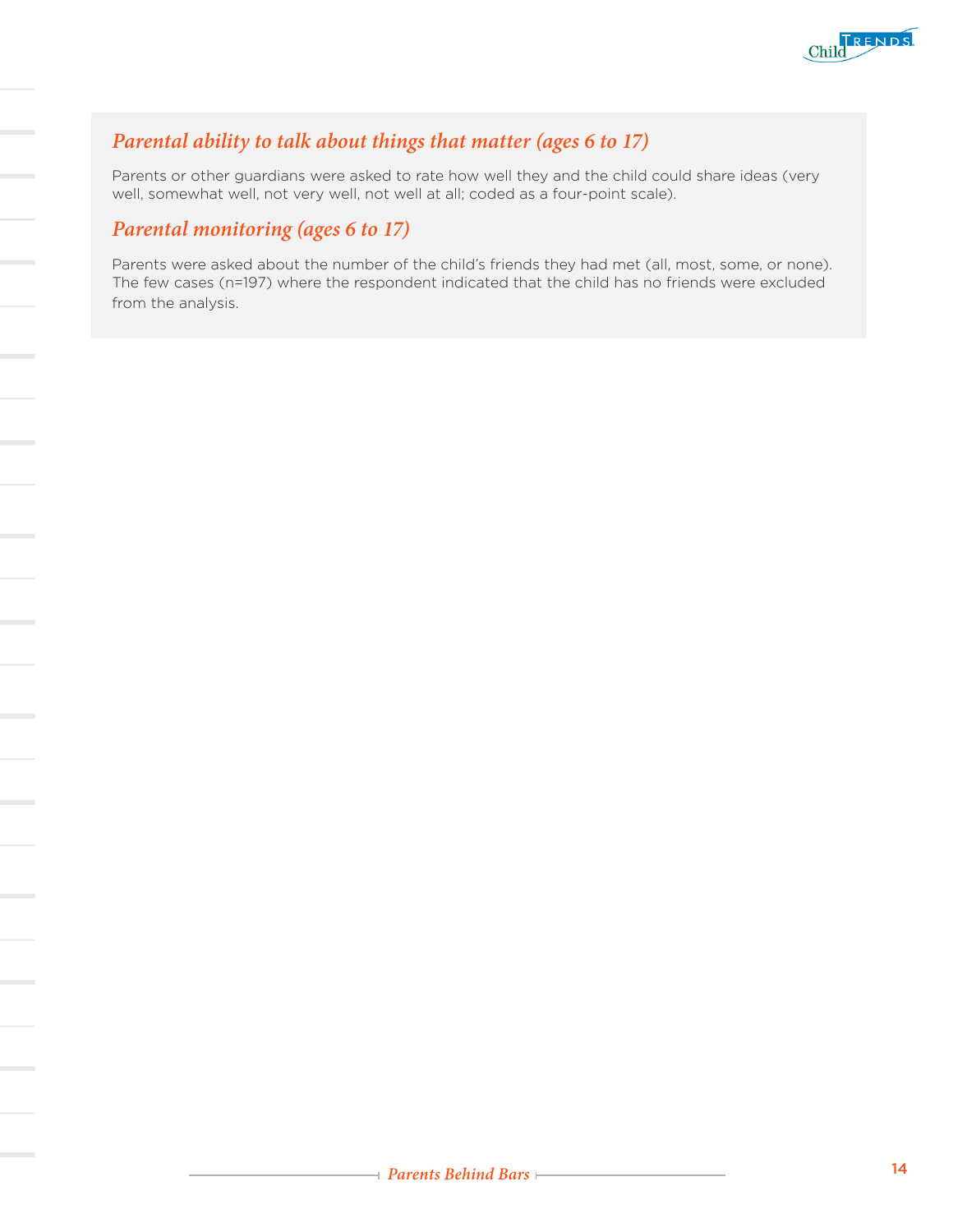### *Parental ability to talk about things that matter (ages 6 to 17)*

Parents or other guardians were asked to rate how well they and the child could share ideas (very well, somewhat well, not very well, not well at all; coded as a four-point scale).

### *Parental monitoring (ages 6 to 17)*

Parents were asked about the number of the child's friends they had met (all, most, some, or none). The few cases (n=197) where the respondent indicated that the child has no friends were excluded from the analysis.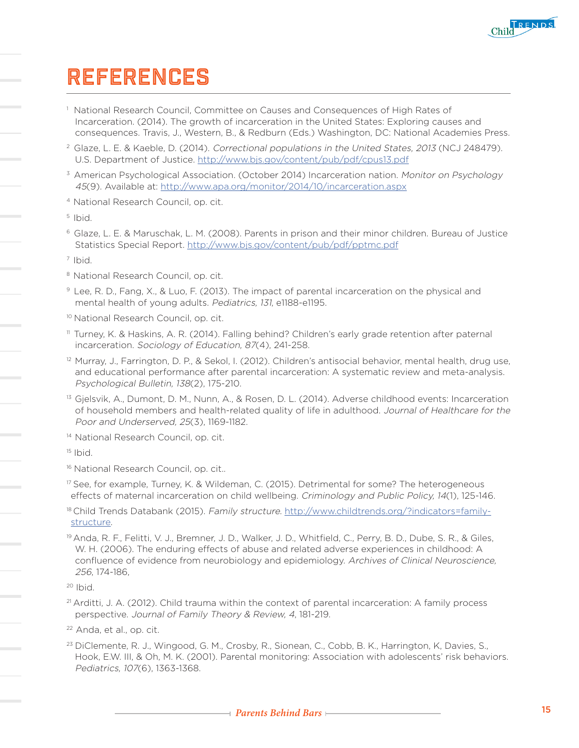# REFERENCES

[1] National Research Council, Committee on Causes and Consequences of High Rates of Incarceration. (2014). The growth of incarceration in the United States: Exploring causes and consequences. Travis, J., Western, B., & Redburn (Eds.) Washington, DC: National Academies Press.

[2] Glaze, L. E. & Kaeble, D. (2014). *Correctional populations in the United States, 2013* (NCJ 248479). U.S. Department of Justice. http://www.bjs.gov/content/pub/pdf/cpus13.pdf

[3] American Psychological Association. (October 2014) Incarceration nation. *Monitor on Psychology 45*(9). Available at: http://www.apa.org/monitor/2014/10/incarceration.aspx

[4] National Research Council, op. cit.

[5] Ibid.

[6] Glaze, L. E. & Maruschak, L. M. (2008). Parents in prison and their minor children. Bureau of Justice Statistics Special Report. http://www.bjs.gov/content/pub/pdf/pptmc.pdf

[7] Ibid.

[8] National Research Council, op. cit.

[9] Lee, R. D., Fang, X., & Luo, F. (2013). The impact of parental incarceration on the physical and mental health of young adults. *Pediatrics, 131*, e1188-e1195.

[10] National Research Council, op. cit.

[11] Turney, K. & Haskins, A. R. (2014). Falling behind? Children's early grade retention after paternal incarceration. *Sociology of Education, 87*(4), 241-258.

[12] Murray, J., Farrington, D. P., & Sekol, I. (2012). Children's antisocial behavior, mental health, drug use, and educational performance after parental incarceration: A systematic review and meta-analysis. *Psychological Bulletin, 138*(2), 175-210.

[13] Gjelsvik, A., Dumont, D. M., Nunn, A., & Rosen, D. L. (2014). Adverse childhood events: Incarceration of household members and health-related quality of life in adulthood. *Journal of Healthcare for the Poor and Underserved, 25*(3), 1169-1182.

[14] National Research Council, op. cit.

[15] Ibid.

[16] National Research Council, op. cit..

[17] See, for example, Turney, K. & Wildeman, C. (2015). Detrimental for some? The heterogeneous effects of maternal incarceration on child wellbeing. *Criminology and Public Policy, 14*(1), 125-146.

[18] Child Trends Databank (2015). *Family structure.* http://www.childtrends.org/?indicators=family-structure.

[19] Anda, R. F., Felitti, V. J., Bremner, J. D., Walker, J. D., Whitfield, C., Perry, B. D., Dube, S. R., & Giles, W. H. (2006). The enduring effects of abuse and related adverse experiences in childhood: A confluence of evidence from neurobiology and epidemiology. *Archives of Clinical Neuroscience, 256*, 174-186,

[20] Ibid.

[21] Arditti, J. A. (2012). Child trauma within the context of parental incarceration: A family process perspective. *Journal of Family Theory & Review, 4*, 181-219.

[22] Anda, et al., op. cit.

[23] DiClemente, R. J., Wingood, G. M., Crosby, R., Sionean, C., Cobb, B. K., Harrington, K, Davies, S., Hook, E.W. III, & Oh, M. K. (2001). Parental monitoring: Association with adolescents' risk behaviors. *Pediatrics, 107*(6), 1363-1368.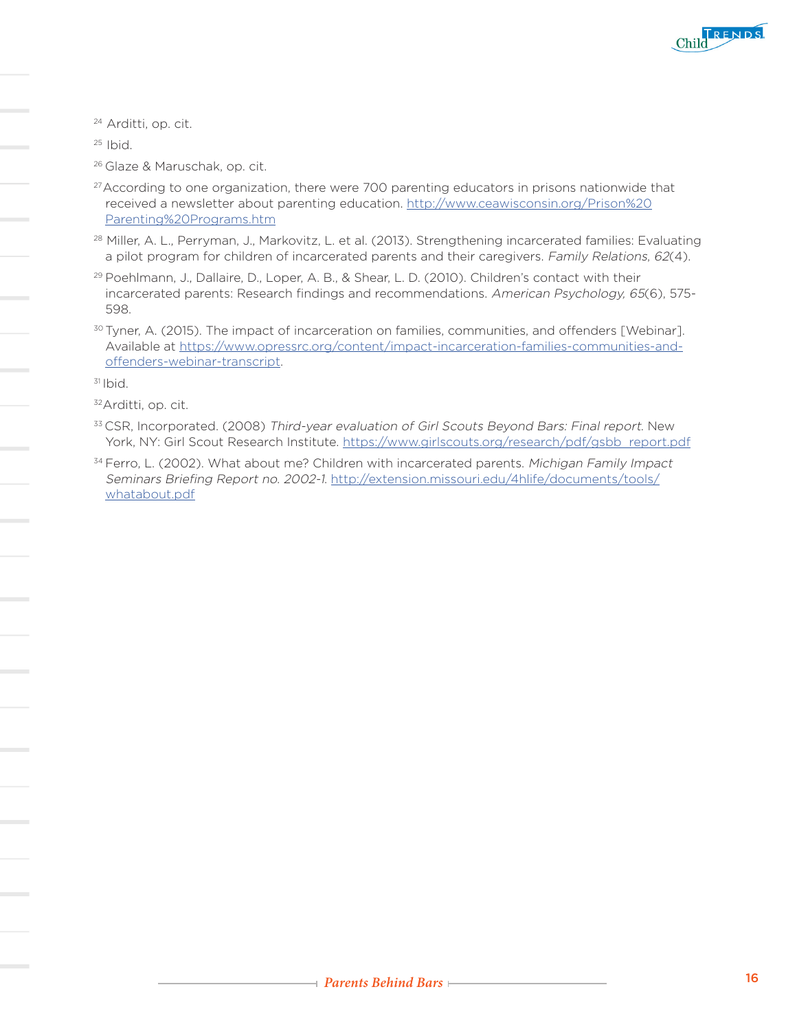[24] Arditti, op. cit.

[25] Ibid.

[26] Glaze & Maruschak, op. cit.

[27] According to one organization, there were 700 parenting educators in prisons nationwide that received a newsletter about parenting education. http://www.ceawisconsin.org/Prison%20Parenting%20Programs.htm

[28] Miller, A. L., Perryman, J., Markovitz, L. et al. (2013). Strengthening incarcerated families: Evaluating a pilot program for children of incarcerated parents and their caregivers. *Family Relations, 62*(4).

[29] Poehlmann, J., Dallaire, D., Loper, A. B., & Shear, L. D. (2010). Children's contact with their incarcerated parents: Research findings and recommendations. *American Psychology, 65*(6), 575-598.

[30] Tyner, A. (2015). The impact of incarceration on families, communities, and offenders [Webinar]. Available at https://www.opressrc.org/content/impact-incarceration-families-communities-and-offenders-webinar-transcript.

[31] Ibid.

[32] Arditti, op. cit.

[33] CSR, Incorporated. (2008) *Third-year evaluation of Girl Scouts Beyond Bars: Final report.* New York, NY: Girl Scout Research Institute. https://www.girlscouts.org/research/pdf/gsbb_report.pdf

[34] Ferro, L. (2002). What about me? Children with incarcerated parents. *Michigan Family Impact Seminars Briefing Report no. 2002-1.* http://extension.missouri.edu/4hlife/documents/tools/whatabout.pdf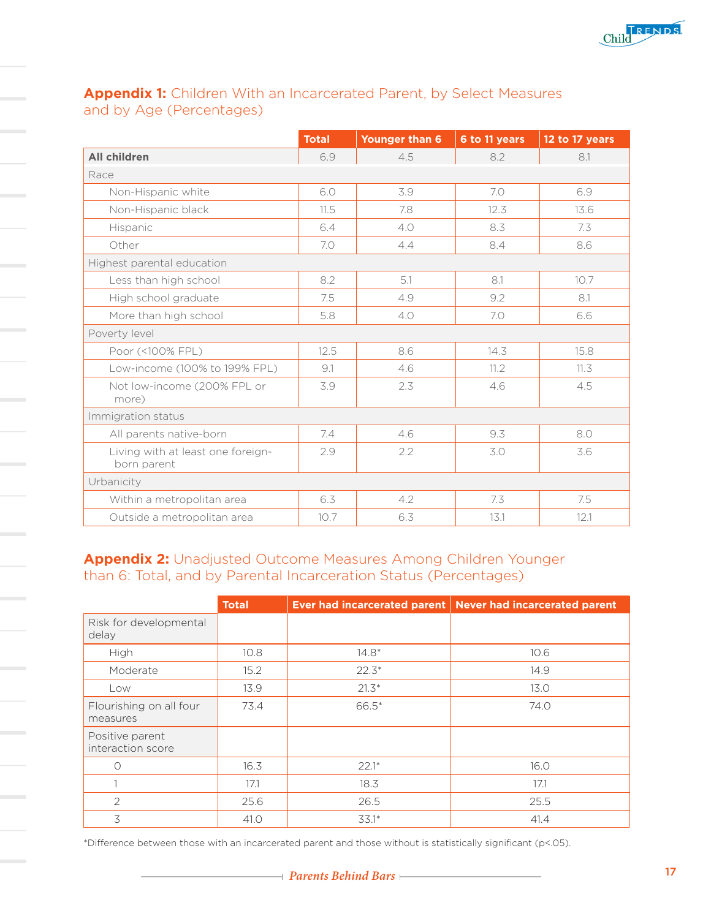## **Appendix 1:** Children With an Incarcerated Parent, by Select Measures and by Age (Percentages)

| | Total | Younger than 6 | 6 to 11 years | 12 to 17 years |
|---|---|---|---|---|
| **All children** | 6.9 | 4.5 | 8.2 | 8.1 |
| Race | | | | |
| Non-Hispanic white | 6.0 | 3.9 | 7.0 | 6.9 |
| Non-Hispanic black | 11.5 | 7.8 | 12.3 | 13.6 |
| Hispanic | 6.4 | 4.0 | 8.3 | 7.3 |
| Other | 7.0 | 4.4 | 8.4 | 8.6 |
| Highest parental education | | | | |
| Less than high school | 8.2 | 5.1 | 8.1 | 10.7 |
| High school graduate | 7.5 | 4.9 | 9.2 | 8.1 |
| More than high school | 5.8 | 4.0 | 7.0 | 6.6 |
| Poverty level | | | | |
| Poor (<100% FPL) | 12.5 | 8.6 | 14.3 | 15.8 |
| Low-income (100% to 199% FPL) | 9.1 | 4.6 | 11.2 | 11.3 |
| Not low-income (200% FPL or more) | 3.9 | 2.3 | 4.6 | 4.5 |
| Immigration status | | | | |
| All parents native-born | 7.4 | 4.6 | 9.3 | 8.0 |
| Living with at least one foreign-born parent | 2.9 | 2.2 | 3.0 | 3.6 |
| Urbanicity | | | | |
| Within a metropolitan area | 6.3 | 4.2 | 7.3 | 7.5 |
| Outside a metropolitan area | 10.7 | 6.3 | 13.1 | 12.1 |

## **Appendix 2:** Unadjusted Outcome Measures Among Children Younger than 6: Total, and by Parental Incarceration Status (Percentages)

| | Total | Ever had incarcerated parent | Never had incarcerated parent |
|---|---|---|---|
| Risk for developmental delay | | | |
| High | 10.8 | 14.8* | 10.6 |
| Moderate | 15.2 | 22.3* | 14.9 |
| Low | 13.9 | 21.3* | 13.0 |
| Flourishing on all four measures | 73.4 | 66.5* | 74.0 |
| Positive parent interaction score | | | |
| 0 | 16.3 | 22.1* | 16.0 |
| 1 | 17.1 | 18.3 | 17.1 |
| 2 | 25.6 | 26.5 | 25.5 |
| 3 | 41.0 | 33.1* | 41.4 |

*Difference between those with an incarcerated parent and those without is statistically significant ($p<.05$).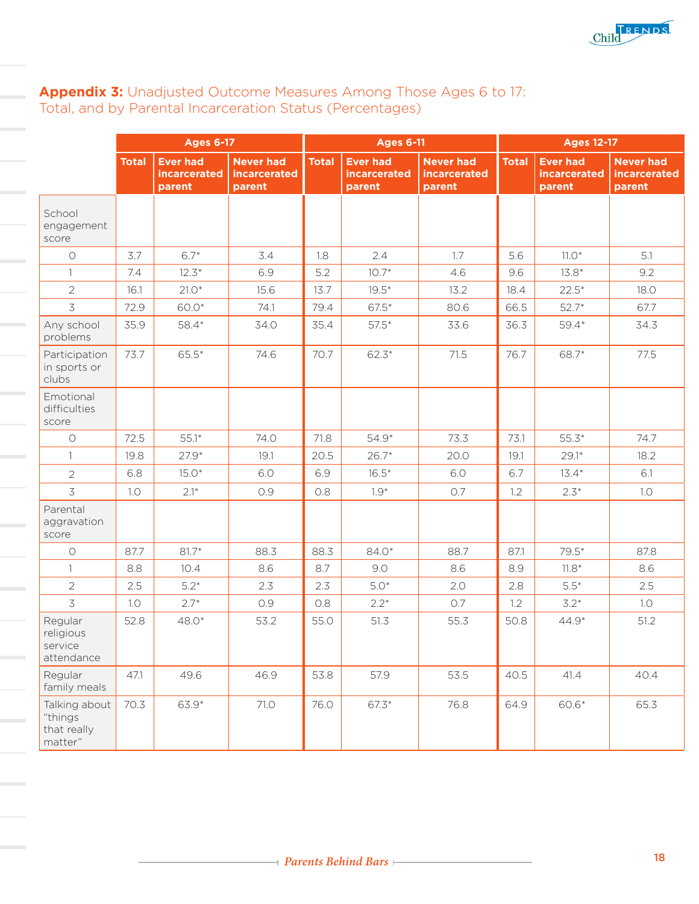## **Appendix 3:** Unadjusted Outcome Measures Among Those Ages 6 to 17: Total, and by Parental Incarceration Status (Percentages)

| | Ages 6-17 | | | Ages 6-11 | | | Ages 12-17 | | |
|---|---|---|---|---|---|---|---|---|---|
| | Total | Ever had incarcerated parent | Never had incarcerated parent | Total | Ever had incarcerated parent | Never had incarcerated parent | Total | Ever had incarcerated parent | Never had incarcerated parent |
| School engagement score | | | | | | | | | |
| 0 | 3.7 | 6.7* | 3.4 | 1.8 | 2.4 | 1.7 | 5.6 | 11.0* | 5.1 |
| 1 | 7.4 | 12.3* | 6.9 | 5.2 | 10.7* | 4.6 | 9.6 | 13.8* | 9.2 |
| 2 | 16.1 | 21.0* | 15.6 | 13.7 | 19.5* | 13.2 | 18.4 | 22.5* | 18.0 |
| 3 | 72.9 | 60.0* | 74.1 | 79.4 | 67.5* | 80.6 | 66.5 | 52.7* | 67.7 |
| Any school problems | 35.9 | 58.4* | 34.0 | 35.4 | 57.5* | 33.6 | 36.3 | 59.4* | 34.3 |
| Participation in sports or clubs | 73.7 | 65.5* | 74.6 | 70.7 | 62.3* | 71.5 | 76.7 | 68.7* | 77.5 |
| Emotional difficulties score | | | | | | | | | |
| 0 | 72.5 | 55.1* | 74.0 | 71.8 | 54.9* | 73.3 | 73.1 | 55.3* | 74.7 |
| 1 | 19.8 | 27.9* | 19.1 | 20.5 | 26.7* | 20.0 | 19.1 | 29.1* | 18.2 |
| 2 | 6.8 | 15.0* | 6.0 | 6.9 | 16.5* | 6.0 | 6.7 | 13.4* | 6.1 |
| 3 | 1.0 | 2.1* | 0.9 | 0.8 | 1.9* | 0.7 | 1.2 | 2.3* | 1.0 |
| Parental aggravation score | | | | | | | | | |
| 0 | 87.7 | 81.7* | 88.3 | 88.3 | 84.0* | 88.7 | 87.1 | 79.5* | 87.8 |
| 1 | 8.8 | 10.4 | 8.6 | 8.7 | 9.0 | 8.6 | 8.9 | 11.8* | 8.6 |
| 2 | 2.5 | 5.2* | 2.3 | 2.3 | 5.0* | 2.0 | 2.8 | 5.5* | 2.5 |
| 3 | 1.0 | 2.7* | 0.9 | 0.8 | 2.2* | 0.7 | 1.2 | 3.2* | 1.0 |
| Regular religious service attendance | 52.8 | 48.0* | 53.2 | 55.0 | 51.3 | 55.3 | 50.8 | 44.9* | 51.2 |
| Regular family meals | 47.1 | 49.6 | 46.9 | 53.8 | 57.9 | 53.5 | 40.5 | 41.4 | 40.4 |
| Talking about "things that really matter" | 70.3 | 63.9* | 71.0 | 76.0 | 67.3* | 76.8 | 64.9 | 60.6* | 65.3 |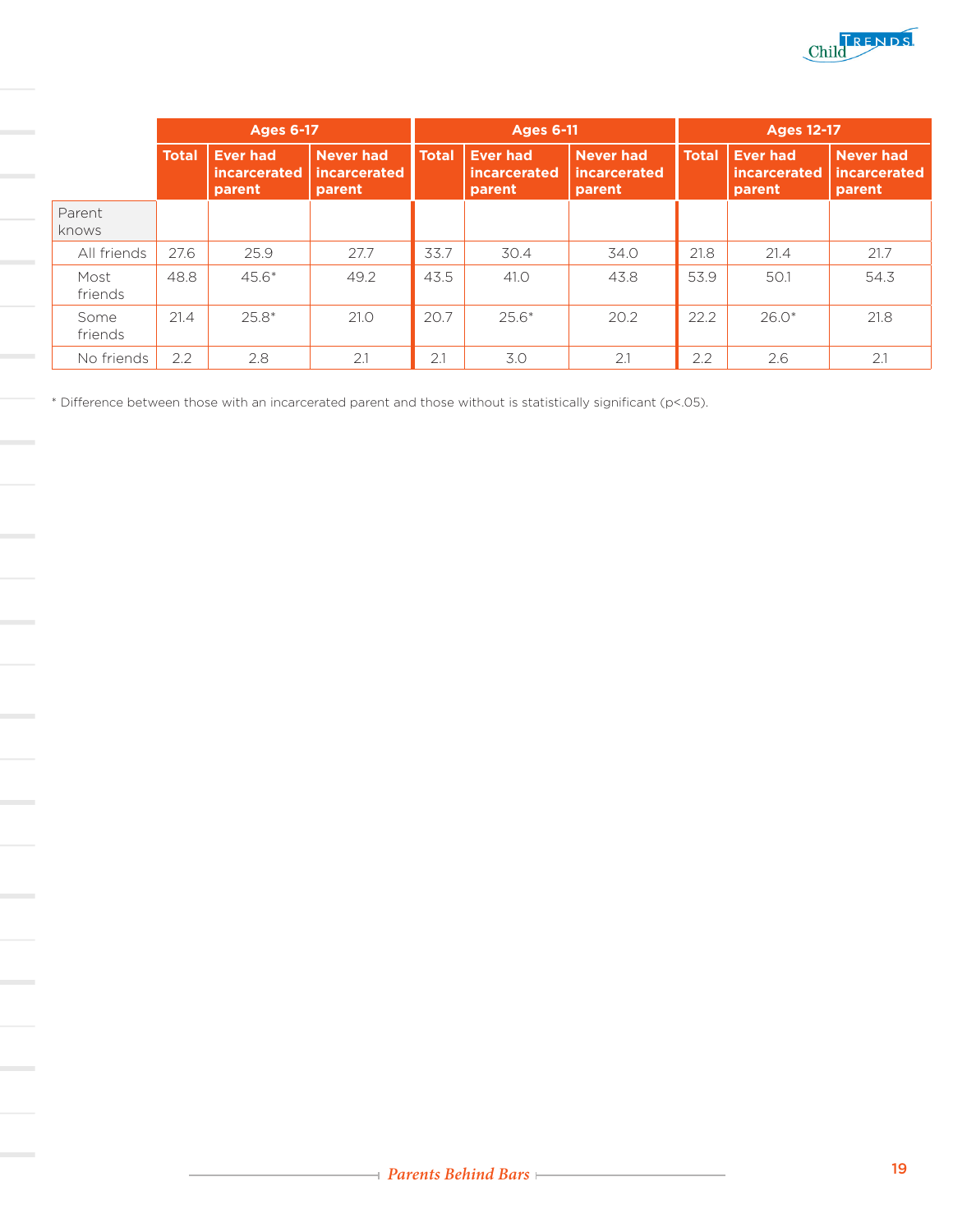| | Ages 6-17 | | | Ages 6-11 | | | Ages 12-17 | | |
|---|---|---|---|---|---|---|---|---|---|
| | Total | Ever had incarcerated parent | Never had incarcerated parent | Total | Ever had incarcerated parent | Never had incarcerated parent | Total | Ever had incarcerated parent | Never had incarcerated parent |
| Parent knows | | | | | | | | | |
| All friends | 27.6 | 25.9 | 27.7 | 33.7 | 30.4 | 34.0 | 21.8 | 21.4 | 21.7 |
| Most friends | 48.8 | 45.6* | 49.2 | 43.5 | 41.0 | 43.8 | 53.9 | 50.1 | 54.3 |
| Some friends | 21.4 | 25.8* | 21.0 | 20.7 | 25.6* | 20.2 | 22.2 | 26.0* | 21.8 |
| No friends | 2.2 | 2.8 | 2.1 | 2.1 | 3.0 | 2.1 | 2.2 | 2.6 | 2.1 |

* Difference between those with an incarcerated parent and those without is statistically significant (p<.05).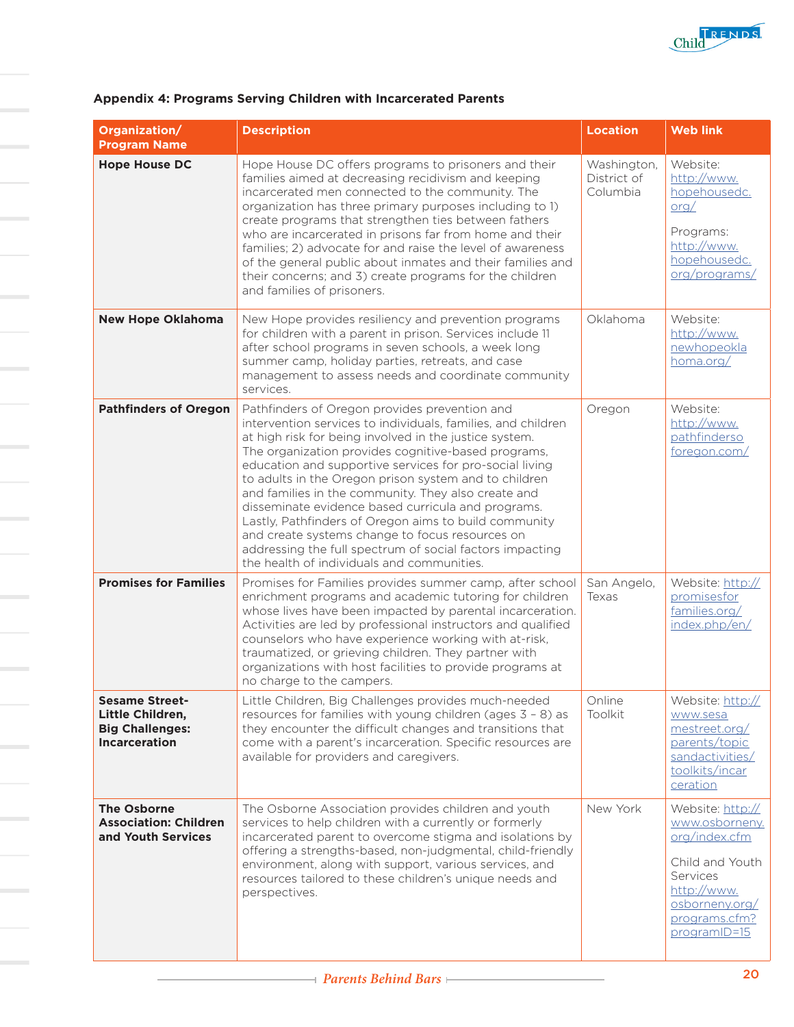### Appendix 4: Programs Serving Children with Incarcerated Parents

| Organization/ Program Name | Description | Location | Web link |
|---|---|---|---|
| **Hope House DC** | Hope House DC offers programs to prisoners and their families aimed at decreasing recidivism and keeping incarcerated men connected to the community. The organization has three primary purposes including to 1) create programs that strengthen ties between fathers who are incarcerated in prisons far from home and their families; 2) advocate for and raise the level of awareness of the general public about inmates and their families and their concerns; and 3) create programs for the children and families of prisoners. | Washington, District of Columbia | Website: http://www.hopehousedc.org/ Programs: http://www.hopehousedc.org/programs/ |
| **New Hope Oklahoma** | New Hope provides resiliency and prevention programs for children with a parent in prison. Services include 11 after school programs in seven schools, a week long summer camp, holiday parties, retreats, and case management to assess needs and coordinate community services. | Oklahoma | Website: http://www.newhopeoklahoma.org/ |
| **Pathfinders of Oregon** | Pathfinders of Oregon provides prevention and intervention services to individuals, families, and children at high risk for being involved in the justice system. The organization provides cognitive-based programs, education and supportive services for pro-social living to adults in the Oregon prison system and to children and families in the community. They also create and disseminate evidence based curricula and programs. Lastly, Pathfinders of Oregon aims to build community and create systems change to focus resources on addressing the full spectrum of social factors impacting the health of individuals and communities. | Oregon | Website: http://www.pathfindersoforegon.com/ |
| **Promises for Families** | Promises for Families provides summer camp, after school enrichment programs and academic tutoring for children whose lives have been impacted by parental incarceration. Activities are led by professional instructors and qualified counselors who have experience working with at-risk, traumatized, or grieving children. They partner with organizations with host facilities to provide programs at no charge to the campers. | San Angelo, Texas | Website: http://promisesforfamilies.org/index.php/en/ |
| **Sesame Street-Little Children, Big Challenges: Incarceration** | Little Children, Big Challenges provides much-needed resources for families with young children (ages 3 – 8) as they encounter the difficult changes and transitions that come with a parent's incarceration. Specific resources are available for providers and caregivers. | Online Toolkit | Website: http://www.sesamestreet.org/parents/topicsandactivities/toolkits/incarceration |
| **The Osborne Association: Children and Youth Services** | The Osborne Association provides children and youth services to help children with a currently or formerly incarcerated parent to overcome stigma and isolations by offering a strengths-based, non-judgmental, child-friendly environment, along with support, various services, and resources tailored to these children's unique needs and perspectives. | New York | Website: http://www.osborneny.org/index.cfm Child and Youth Services http://www.osborneny.org/programs.cfm?programID=15 |